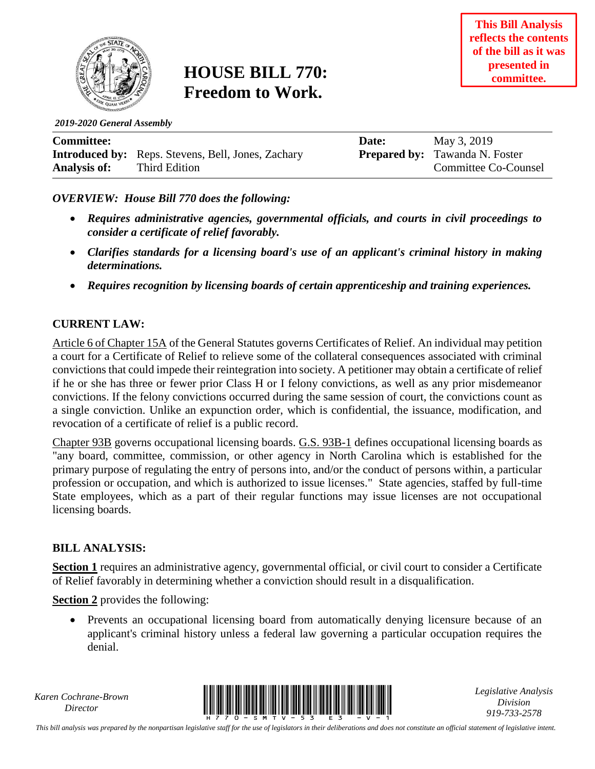**This Bill Analysis reflects the contents of the bill as it was presented in committee.**

# HOUSE BILL 770: Freedom to Work.

*2019-2020 General Assembly*

| | | | |
|---|---|---|---|
| **Committee:** | | **Date:** | May 3, 2019 |
| **Introduced by:** | Reps. Stevens, Bell, Jones, Zachary | **Prepared by:** | Tawanda N. Foster |
| **Analysis of:** | Third Edition | | Committee Co-Counsel |

***OVERVIEW: House Bill 770 does the following:***

- ***Requires administrative agencies, governmental officials, and courts in civil proceedings to consider a certificate of relief favorably.***
- ***Clarifies standards for a licensing board's use of an applicant's criminal history in making determinations.***
- ***Requires recognition by licensing boards of certain apprenticeship and training experiences.***

## CURRENT LAW:

Article 6 of Chapter 15A of the General Statutes governs Certificates of Relief. An individual may petition a court for a Certificate of Relief to relieve some of the collateral consequences associated with criminal convictions that could impede their reintegration into society. A petitioner may obtain a certificate of relief if he or she has three or fewer prior Class H or I felony convictions, as well as any prior misdemeanor convictions. If the felony convictions occurred during the same session of court, the convictions count as a single conviction. Unlike an expunction order, which is confidential, the issuance, modification, and revocation of a certificate of relief is a public record.

Chapter 93B governs occupational licensing boards. G.S. 93B-1 defines occupational licensing boards as "any board, committee, commission, or other agency in North Carolina which is established for the primary purpose of regulating the entry of persons into, and/or the conduct of persons within, a particular profession or occupation, and which is authorized to issue licenses." State agencies, staffed by full-time State employees, which as a part of their regular functions may issue licenses are not occupational licensing boards.

## BILL ANALYSIS:

**Section 1** requires an administrative agency, governmental official, or civil court to consider a Certificate of Relief favorably in determining whether a conviction should result in a disqualification.

**Section 2** provides the following:

- Prevents an occupational licensing board from automatically denying licensure because of an applicant's criminal history unless a federal law governing a particular occupation requires the denial.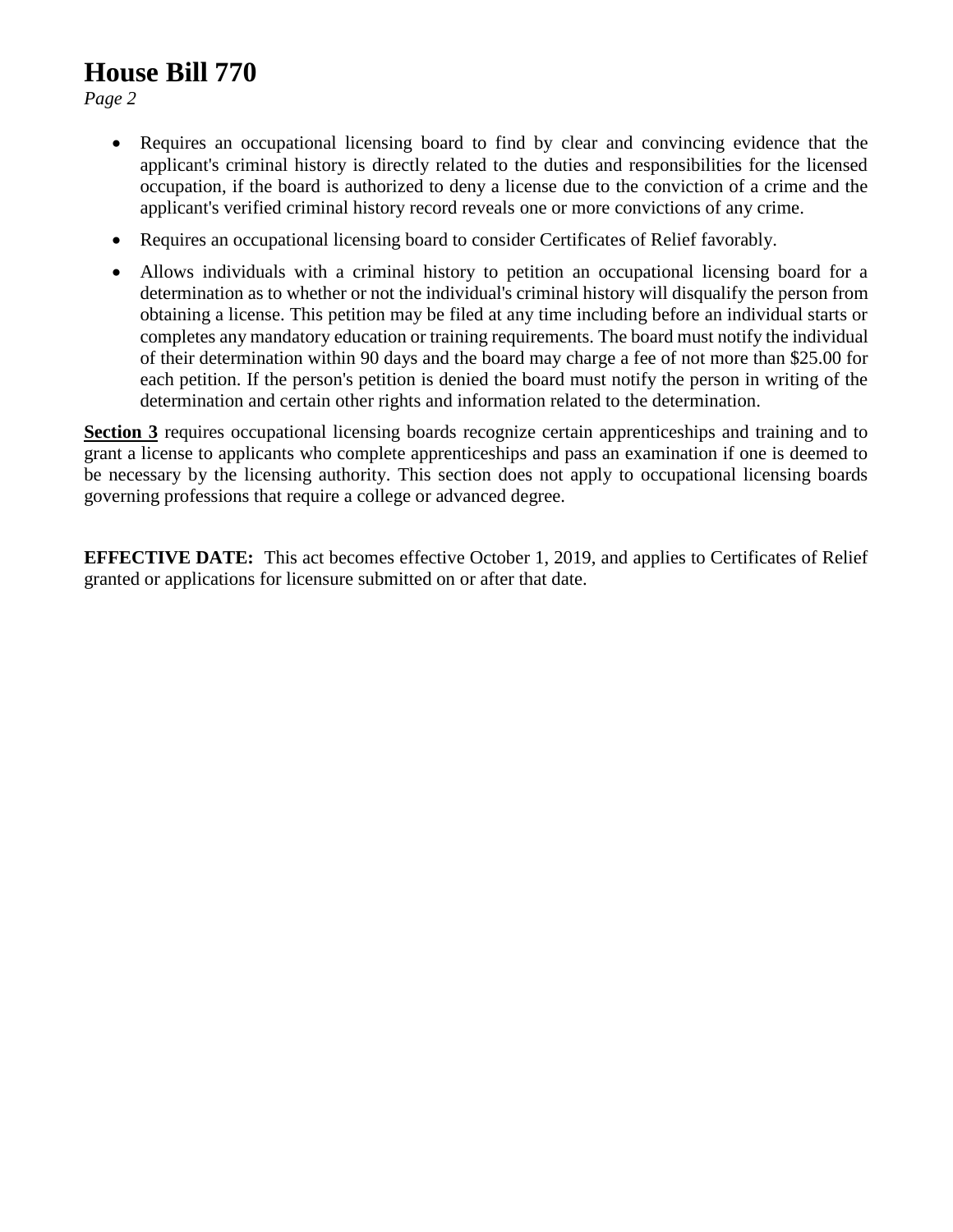- Requires an occupational licensing board to find by clear and convincing evidence that the applicant's criminal history is directly related to the duties and responsibilities for the licensed occupation, if the board is authorized to deny a license due to the conviction of a crime and the applicant's verified criminal history record reveals one or more convictions of any crime.
- Requires an occupational licensing board to consider Certificates of Relief favorably.
- Allows individuals with a criminal history to petition an occupational licensing board for a determination as to whether or not the individual's criminal history will disqualify the person from obtaining a license. This petition may be filed at any time including before an individual starts or completes any mandatory education or training requirements. The board must notify the individual of their determination within 90 days and the board may charge a fee of not more than $25.00 for each petition. If the person's petition is denied the board must notify the person in writing of the determination and certain other rights and information related to the determination.

**Section 3** requires occupational licensing boards recognize certain apprenticeships and training and to grant a license to applicants who complete apprenticeships and pass an examination if one is deemed to be necessary by the licensing authority. This section does not apply to occupational licensing boards governing professions that require a college or advanced degree.

**EFFECTIVE DATE:** This act becomes effective October 1, 2019, and applies to Certificates of Relief granted or applications for licensure submitted on or after that date.